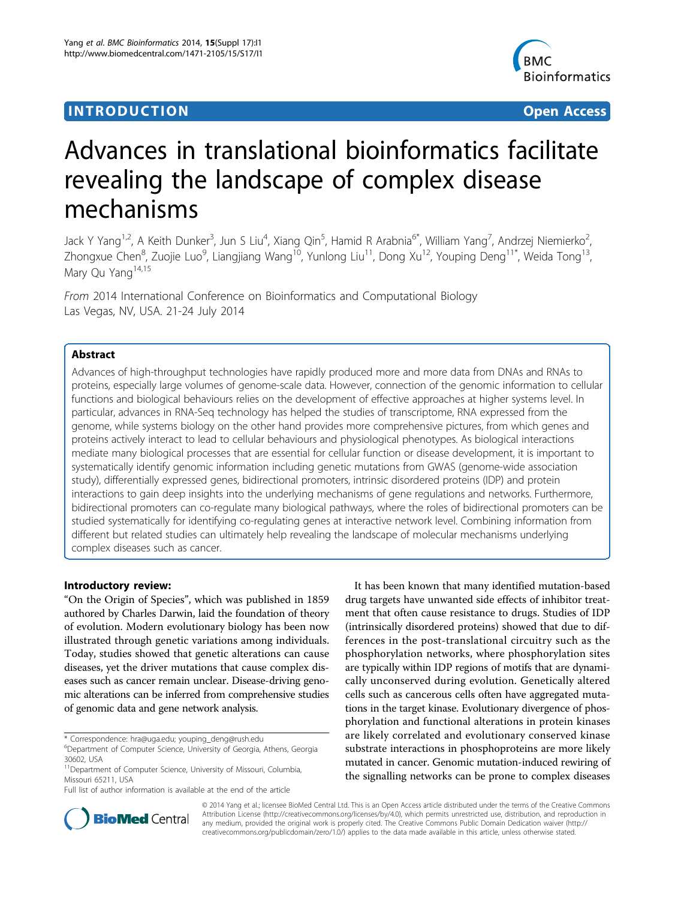## INTRODUCTION

**Open Access**

# Advances in translational bioinformatics facilitate revealing the landscape of complex disease mechanisms

Jack Y Yang[1,2], A Keith Dunker[3], Jun S Liu[4], Xiang Qin[5], Hamid R Arabnia[6*], William Yang[7], Andrzej Niemierko[2], Zhongxue Chen[8], Zuojie Luo[9], Liangjiang Wang[10], Yunlong Liu[11], Dong Xu[12], Youping Deng[11*], Weida Tong[13], Mary Qu Yang[14,15]

*From* 2014 International Conference on Bioinformatics and Computational Biology
Las Vegas, NV, USA. 21-24 July 2014

### Abstract

Advances of high-throughput technologies have rapidly produced more and more data from DNAs and RNAs to proteins, especially large volumes of genome-scale data. However, connection of the genomic information to cellular functions and biological behaviours relies on the development of effective approaches at higher systems level. In particular, advances in RNA-Seq technology has helped the studies of transcriptome, RNA expressed from the genome, while systems biology on the other hand provides more comprehensive pictures, from which genes and proteins actively interact to lead to cellular behaviours and physiological phenotypes. As biological interactions mediate many biological processes that are essential for cellular function or disease development, it is important to systematically identify genomic information including genetic mutations from GWAS (genome-wide association study), differentially expressed genes, bidirectional promoters, intrinsic disordered proteins (IDP) and protein interactions to gain deep insights into the underlying mechanisms of gene regulations and networks. Furthermore, bidirectional promoters can co-regulate many biological pathways, where the roles of bidirectional promoters can be studied systematically for identifying co-regulating genes at interactive network level. Combining information from different but related studies can ultimately help revealing the landscape of molecular mechanisms underlying complex diseases such as cancer.

### Introductory review:

"On the Origin of Species", which was published in 1859 authored by Charles Darwin, laid the foundation of theory of evolution. Modern evolutionary biology has been now illustrated through genetic variations among individuals. Today, studies showed that genetic alterations can cause diseases, yet the driver mutations that cause complex diseases such as cancer remain unclear. Disease-driving genomic alterations can be inferred from comprehensive studies of genomic data and gene network analysis.

It has been known that many identified mutation-based drug targets have unwanted side effects of inhibitor treatment that often cause resistance to drugs. Studies of IDP (intrinsically disordered proteins) showed that due to differences in the post-translational circuitry such as the phosphorylation networks, where phosphorylation sites are typically within IDP regions of motifs that are dynamically unconserved during evolution. Genetically altered cells such as cancerous cells often have aggregated mutations in the target kinase. Evolutionary divergence of phosphorylation and functional alterations in protein kinases are likely correlated and evolutionary conserved kinase substrate interactions in phosphoproteins are more likely mutated in cancer. Genomic mutation-induced rewiring of the signalling networks can be prone to complex diseases

\* Correspondence: hra@uga.edu; youping_deng@rush.edu
[6]Department of Computer Science, University of Georgia, Athens, Georgia 30602, USA
[11]Department of Computer Science, University of Missouri, Columbia, Missouri 65211, USA
Full list of author information is available at the end of the article

© 2014 Yang et al.; licensee BioMed Central Ltd. This is an Open Access article distributed under the terms of the Creative Commons Attribution License (http://creativecommons.org/licenses/by/4.0), which permits unrestricted use, distribution, and reproduction in any medium, provided the original work is properly cited. The Creative Commons Public Domain Dedication waiver (http://creativecommons.org/publicdomain/zero/1.0/) applies to the data made available in this article, unless otherwise stated.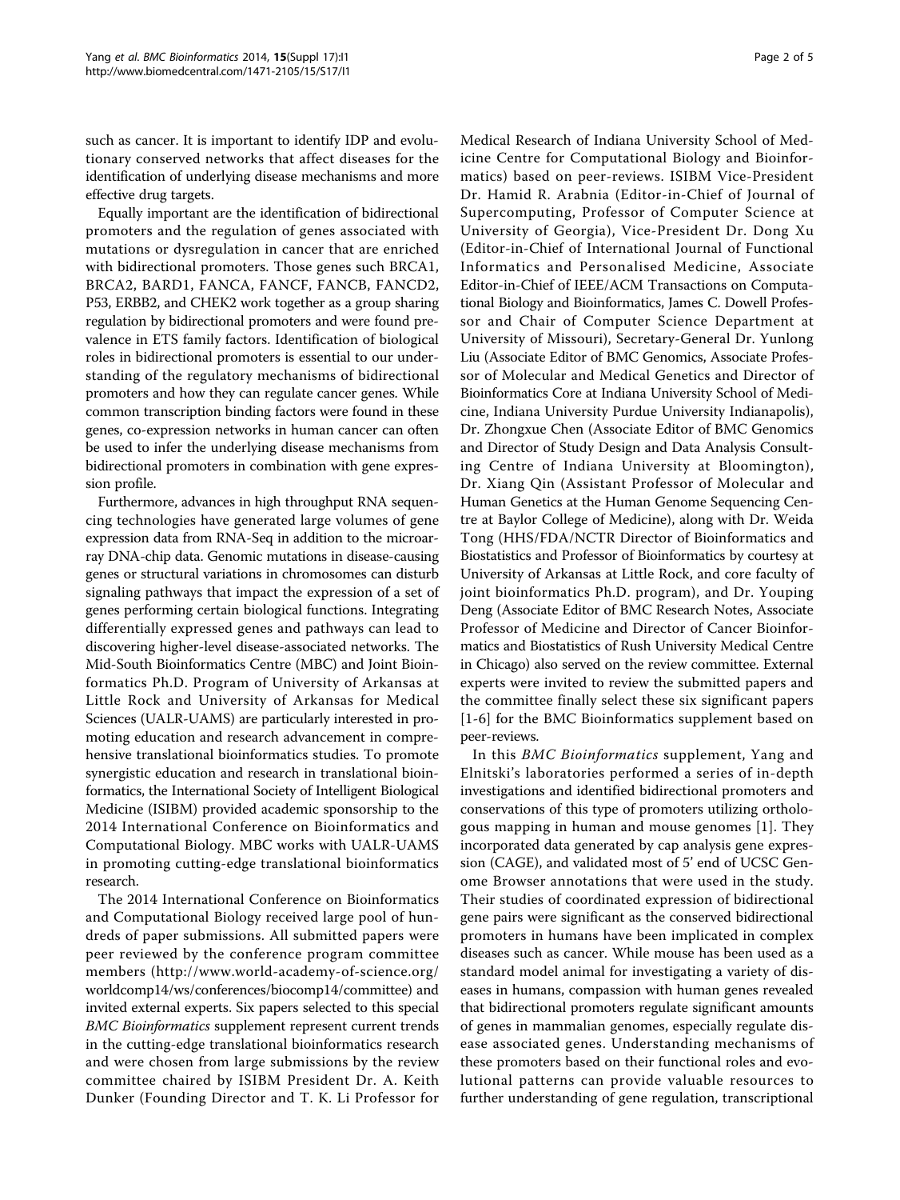such as cancer. It is important to identify IDP and evolutionary conserved networks that affect diseases for the identification of underlying disease mechanisms and more effective drug targets.

Equally important are the identification of bidirectional promoters and the regulation of genes associated with mutations or dysregulation in cancer that are enriched with bidirectional promoters. Those genes such BRCA1, BRCA2, BARD1, FANCA, FANCF, FANCB, FANCD2, P53, ERBB2, and CHEK2 work together as a group sharing regulation by bidirectional promoters and were found prevalence in ETS family factors. Identification of biological roles in bidirectional promoters is essential to our understanding of the regulatory mechanisms of bidirectional promoters and how they can regulate cancer genes. While common transcription binding factors were found in these genes, co-expression networks in human cancer can often be used to infer the underlying disease mechanisms from bidirectional promoters in combination with gene expression profile.

Furthermore, advances in high throughput RNA sequencing technologies have generated large volumes of gene expression data from RNA-Seq in addition to the microarray DNA-chip data. Genomic mutations in disease-causing genes or structural variations in chromosomes can disturb signaling pathways that impact the expression of a set of genes performing certain biological functions. Integrating differentially expressed genes and pathways can lead to discovering higher-level disease-associated networks. The Mid-South Bioinformatics Centre (MBC) and Joint Bioinformatics Ph.D. Program of University of Arkansas at Little Rock and University of Arkansas for Medical Sciences (UALR-UAMS) are particularly interested in promoting education and research advancement in comprehensive translational bioinformatics studies. To promote synergistic education and research in translational bioinformatics, the International Society of Intelligent Biological Medicine (ISIBM) provided academic sponsorship to the 2014 International Conference on Bioinformatics and Computational Biology. MBC works with UALR-UAMS in promoting cutting-edge translational bioinformatics research.

The 2014 International Conference on Bioinformatics and Computational Biology received large pool of hundreds of paper submissions. All submitted papers were peer reviewed by the conference program committee members (http://www.world-academy-of-science.org/worldcomp14/ws/conferences/biocomp14/committee) and invited external experts. Six papers selected to this special *BMC Bioinformatics* supplement represent current trends in the cutting-edge translational bioinformatics research and were chosen from large submissions by the review committee chaired by ISIBM President Dr. A. Keith Dunker (Founding Director and T. K. Li Professor for Medical Research of Indiana University School of Medicine Centre for Computational Biology and Bioinformatics) based on peer-reviews. ISIBM Vice-President Dr. Hamid R. Arabnia (Editor-in-Chief of Journal of Supercomputing, Professor of Computer Science at University of Georgia), Vice-President Dr. Dong Xu (Editor-in-Chief of International Journal of Functional Informatics and Personalised Medicine, Associate Editor-in-Chief of IEEE/ACM Transactions on Computational Biology and Bioinformatics, James C. Dowell Professor and Chair of Computer Science Department at University of Missouri), Secretary-General Dr. Yunlong Liu (Associate Editor of BMC Genomics, Associate Professor of Molecular and Medical Genetics and Director of Bioinformatics Core at Indiana University School of Medicine, Indiana University Purdue University Indianapolis), Dr. Zhongxue Chen (Associate Editor of BMC Genomics and Director of Study Design and Data Analysis Consulting Centre of Indiana University at Bloomington), Dr. Xiang Qin (Assistant Professor of Molecular and Human Genetics at the Human Genome Sequencing Centre at Baylor College of Medicine), along with Dr. Weida Tong (HHS/FDA/NCTR Director of Bioinformatics and Biostatistics and Professor of Bioinformatics by courtesy at University of Arkansas at Little Rock, and core faculty of joint bioinformatics Ph.D. program), and Dr. Youping Deng (Associate Editor of BMC Research Notes, Associate Professor of Medicine and Director of Cancer Bioinformatics and Biostatistics of Rush University Medical Centre in Chicago) also served on the review committee. External experts were invited to review the submitted papers and the committee finally select these six significant papers [1-6] for the BMC Bioinformatics supplement based on peer-reviews.

In this *BMC Bioinformatics* supplement, Yang and Elnitski's laboratories performed a series of in-depth investigations and identified bidirectional promoters and conservations of this type of promoters utilizing orthologous mapping in human and mouse genomes [1]. They incorporated data generated by cap analysis gene expression (CAGE), and validated most of 5' end of UCSC Genome Browser annotations that were used in the study. Their studies of coordinated expression of bidirectional gene pairs were significant as the conserved bidirectional promoters in humans have been implicated in complex diseases such as cancer. While mouse has been used as a standard model animal for investigating a variety of diseases in humans, compassion with human genes revealed that bidirectional promoters regulate significant amounts of genes in mammalian genomes, especially regulate disease associated genes. Understanding mechanisms of these promoters based on their functional roles and evolutional patterns can provide valuable resources to further understanding of gene regulation, transcriptional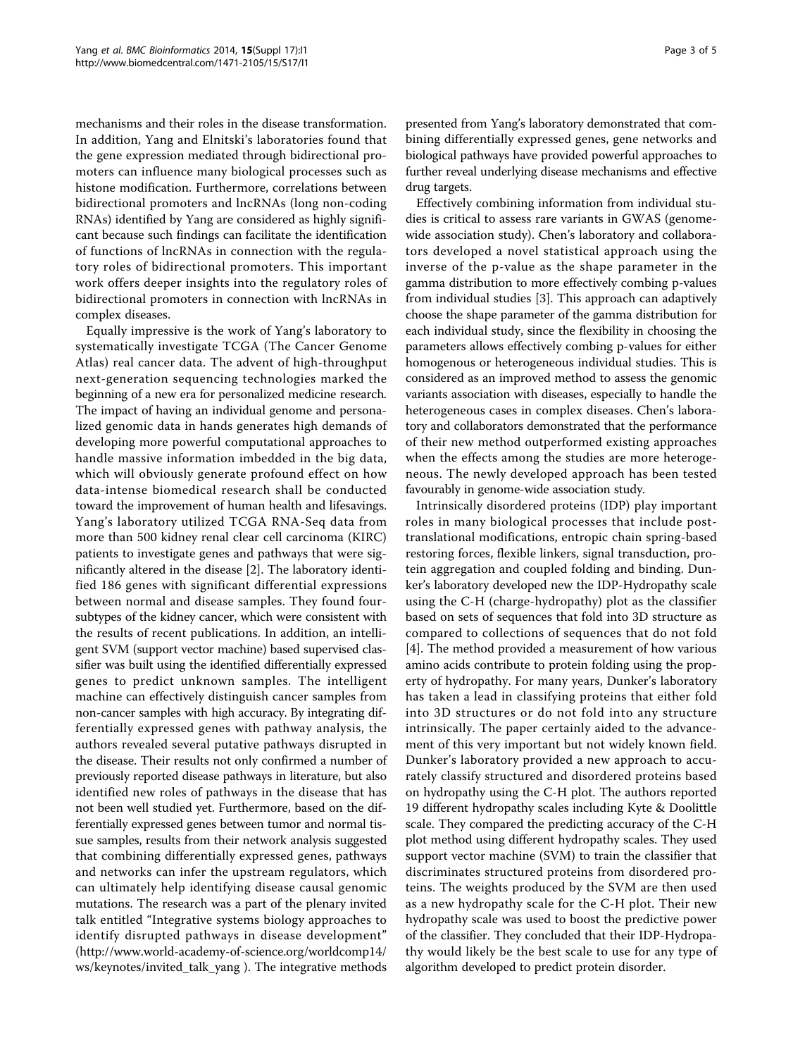mechanisms and their roles in the disease transformation. In addition, Yang and Elnitski's laboratories found that the gene expression mediated through bidirectional promoters can influence many biological processes such as histone modification. Furthermore, correlations between bidirectional promoters and lncRNAs (long non-coding RNAs) identified by Yang are considered as highly significant because such findings can facilitate the identification of functions of lncRNAs in connection with the regulatory roles of bidirectional promoters. This important work offers deeper insights into the regulatory roles of bidirectional promoters in connection with lncRNAs in complex diseases.

Equally impressive is the work of Yang's laboratory to systematically investigate TCGA (The Cancer Genome Atlas) real cancer data. The advent of high-throughput next-generation sequencing technologies marked the beginning of a new era for personalized medicine research. The impact of having an individual genome and personalized genomic data in hands generates high demands of developing more powerful computational approaches to handle massive information imbedded in the big data, which will obviously generate profound effect on how data-intense biomedical research shall be conducted toward the improvement of human health and lifesavings. Yang's laboratory utilized TCGA RNA-Seq data from more than 500 kidney renal clear cell carcinoma (KIRC) patients to investigate genes and pathways that were significantly altered in the disease [2]. The laboratory identified 186 genes with significant differential expressions between normal and disease samples. They found four-subtypes of the kidney cancer, which were consistent with the results of recent publications. In addition, an intelligent SVM (support vector machine) based supervised classifier was built using the identified differentially expressed genes to predict unknown samples. The intelligent machine can effectively distinguish cancer samples from non-cancer samples with high accuracy. By integrating differentially expressed genes with pathway analysis, the authors revealed several putative pathways disrupted in the disease. Their results not only confirmed a number of previously reported disease pathways in literature, but also identified new roles of pathways in the disease that has not been well studied yet. Furthermore, based on the differentially expressed genes between tumor and normal tissue samples, results from their network analysis suggested that combining differentially expressed genes, pathways and networks can infer the upstream regulators, which can ultimately help identifying disease causal genomic mutations. The research was a part of the plenary invited talk entitled "Integrative systems biology approaches to identify disrupted pathways in disease development" (http://www.world-academy-of-science.org/worldcomp14/ws/keynotes/invited_talk_yang ). The integrative methods presented from Yang's laboratory demonstrated that combining differentially expressed genes, gene networks and biological pathways have provided powerful approaches to further reveal underlying disease mechanisms and effective drug targets.

Effectively combining information from individual studies is critical to assess rare variants in GWAS (genome-wide association study). Chen's laboratory and collaborators developed a novel statistical approach using the inverse of the p-value as the shape parameter in the gamma distribution to more effectively combing p-values from individual studies [3]. This approach can adaptively choose the shape parameter of the gamma distribution for each individual study, since the flexibility in choosing the parameters allows effectively combing p-values for either homogenous or heterogeneous individual studies. This is considered as an improved method to assess the genomic variants association with diseases, especially to handle the heterogeneous cases in complex diseases. Chen's laboratory and collaborators demonstrated that the performance of their new method outperformed existing approaches when the effects among the studies are more heterogeneous. The newly developed approach has been tested favourably in genome-wide association study.

Intrinsically disordered proteins (IDP) play important roles in many biological processes that include post-translational modifications, entropic chain spring-based restoring forces, flexible linkers, signal transduction, protein aggregation and coupled folding and binding. Dunker's laboratory developed new the IDP-Hydropathy scale using the C-H (charge-hydropathy) plot as the classifier based on sets of sequences that fold into 3D structure as compared to collections of sequences that do not fold [4]. The method provided a measurement of how various amino acids contribute to protein folding using the property of hydropathy. For many years, Dunker's laboratory has taken a lead in classifying proteins that either fold into 3D structures or do not fold into any structure intrinsically. The paper certainly aided to the advancement of this very important but not widely known field. Dunker's laboratory provided a new approach to accurately classify structured and disordered proteins based on hydropathy using the C-H plot. The authors reported 19 different hydropathy scales including Kyte & Doolittle scale. They compared the predicting accuracy of the C-H plot method using different hydropathy scales. They used support vector machine (SVM) to train the classifier that discriminates structured proteins from disordered proteins. The weights produced by the SVM are then used as a new hydropathy scale for the C-H plot. Their new hydropathy scale was used to boost the predictive power of the classifier. They concluded that their IDP-Hydropathy would likely be the best scale to use for any type of algorithm developed to predict protein disorder.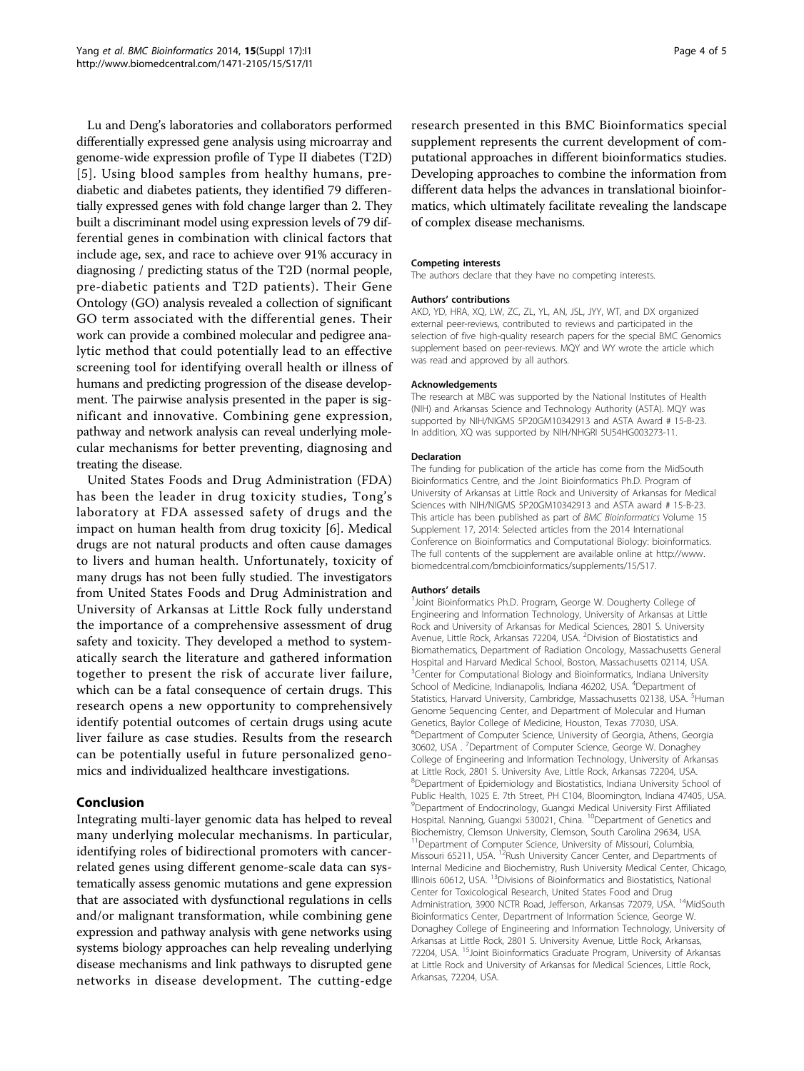Lu and Deng's laboratories and collaborators performed differentially expressed gene analysis using microarray and genome-wide expression profile of Type II diabetes (T2D) [5]. Using blood samples from healthy humans, pre-diabetic and diabetes patients, they identified 79 differentially expressed genes with fold change larger than 2. They built a discriminant model using expression levels of 79 differential genes in combination with clinical factors that include age, sex, and race to achieve over 91% accuracy in diagnosing / predicting status of the T2D (normal people, pre-diabetic patients and T2D patients). Their Gene Ontology (GO) analysis revealed a collection of significant GO term associated with the differential genes. Their work can provide a combined molecular and pedigree analytic method that could potentially lead to an effective screening tool for identifying overall health or illness of humans and predicting progression of the disease development. The pairwise analysis presented in the paper is significant and innovative. Combining gene expression, pathway and network analysis can reveal underlying molecular mechanisms for better preventing, diagnosing and treating the disease.

United States Foods and Drug Administration (FDA) has been the leader in drug toxicity studies, Tong's laboratory at FDA assessed safety of drugs and the impact on human health from drug toxicity [6]. Medical drugs are not natural products and often cause damages to livers and human health. Unfortunately, toxicity of many drugs has not been fully studied. The investigators from United States Foods and Drug Administration and University of Arkansas at Little Rock fully understand the importance of a comprehensive assessment of drug safety and toxicity. They developed a method to systematically search the literature and gathered information together to present the risk of accurate liver failure, which can be a fatal consequence of certain drugs. This research opens a new opportunity to comprehensively identify potential outcomes of certain drugs using acute liver failure as case studies. Results from the research can be potentially useful in future personalized genomics and individualized healthcare investigations.

## Conclusion

Integrating multi-layer genomic data has helped to reveal many underlying molecular mechanisms. In particular, identifying roles of bidirectional promoters with cancer-related genes using different genome-scale data can systematically assess genomic mutations and gene expression that are associated with dysfunctional regulations in cells and/or malignant transformation, while combining gene expression and pathway analysis with gene networks using systems biology approaches can help revealing underlying disease mechanisms and link pathways to disrupted gene networks in disease development. The cutting-edge research presented in this BMC Bioinformatics special supplement represents the current development of computational approaches in different bioinformatics studies. Developing approaches to combine the information from different data helps the advances in translational bioinformatics, which ultimately facilitate revealing the landscape of complex disease mechanisms.

#### Competing interests

The authors declare that they have no competing interests.

#### Authors' contributions

AKD, YD, HRA, XQ, LW, ZC, ZL, YL, AN, JSL, JYY, WT, and DX organized external peer-reviews, contributed to reviews and participated in the selection of five high-quality research papers for the special BMC Genomics supplement based on peer-reviews. MQY and WY wrote the article which was read and approved by all authors.

#### Acknowledgements

The research at MBC was supported by the National Institutes of Health (NIH) and Arkansas Science and Technology Authority (ASTA). MQY was supported by NIH/NIGMS 5P20GM10342913 and ASTA award # 15-B-23. In addition, XQ was supported by NIH/NHGRI 5U54HG003273-11.

#### Declaration

The funding for publication of the article has come from the MidSouth Bioinformatics Centre, and the Joint Bioinformatics Ph.D. Program of University of Arkansas at Little Rock and University of Arkansas for Medical Sciences with NIH/NIGMS 5P20GM10342913 and ASTA award # 15-B-23. This article has been published as part of *BMC Bioinformatics* Volume 15 Supplement 17, 2014: Selected articles from the 2014 International Conference on Bioinformatics and Computational Biology: bioinformatics. The full contents of the supplement are available online at http://www.biomedcentral.com/bmcbioinformatics/supplements/15/S17.

#### Authors' details

[1]Joint Bioinformatics Ph.D. Program, George W. Dougherty College of Engineering and Information Technology, University of Arkansas at Little Rock and University of Arkansas for Medical Sciences, 2801 S. University Avenue, Little Rock, Arkansas 72204, USA. [2]Division of Biostatistics and Biomathematics, Department of Radiation Oncology, Massachusetts General Hospital and Harvard Medical School, Boston, Massachusetts 02114, USA. [3]Center for Computational Biology and Bioinformatics, Indiana University School of Medicine, Indianapolis, Indiana 46202, USA. [4]Department of Statistics, Harvard University, Cambridge, Massachusetts 02138, USA. [5]Human Genome Sequencing Center, and Department of Molecular and Human Genetics, Baylor College of Medicine, Houston, Texas 77030, USA. [6]Department of Computer Science, University of Georgia, Athens, Georgia 30602, USA . [7]Department of Computer Science, George W. Donaghey College of Engineering and Information Technology, University of Arkansas at Little Rock, 2801 S. University Ave, Little Rock, Arkansas 72204, USA. [8]Department of Epidemiology and Biostatistics, Indiana University School of Public Health, 1025 E. 7th Street, PH C104, Bloomington, Indiana 47405, USA. [9]Department of Endocrinology, Guangxi Medical University First Affiliated Hospital. Nanning, Guangxi 530021, China. [10]Department of Genetics and Biochemistry, Clemson University, Clemson, South Carolina 29634, USA. [11]Department of Computer Science, University of Missouri, Columbia, Missouri 65211, USA. [12]Rush University Cancer Center, and Departments of Internal Medicine and Biochemistry, Rush University Medical Center, Chicago, Illinois 60612, USA. [13]Divisions of Bioinformatics and Biostatistics, National Center for Toxicological Research, United States Food and Drug Administration, 3900 NCTR Road, Jefferson, Arkansas 72079, USA. [14]MidSouth Bioinformatics Center, Department of Information Science, George W. Donaghey College of Engineering and Information Technology, University of Arkansas at Little Rock, 2801 S. University Avenue, Little Rock, Arkansas, 72204, USA. [15]Joint Bioinformatics Graduate Program, University of Arkansas at Little Rock and University of Arkansas for Medical Sciences, Little Rock, Arkansas, 72204, USA.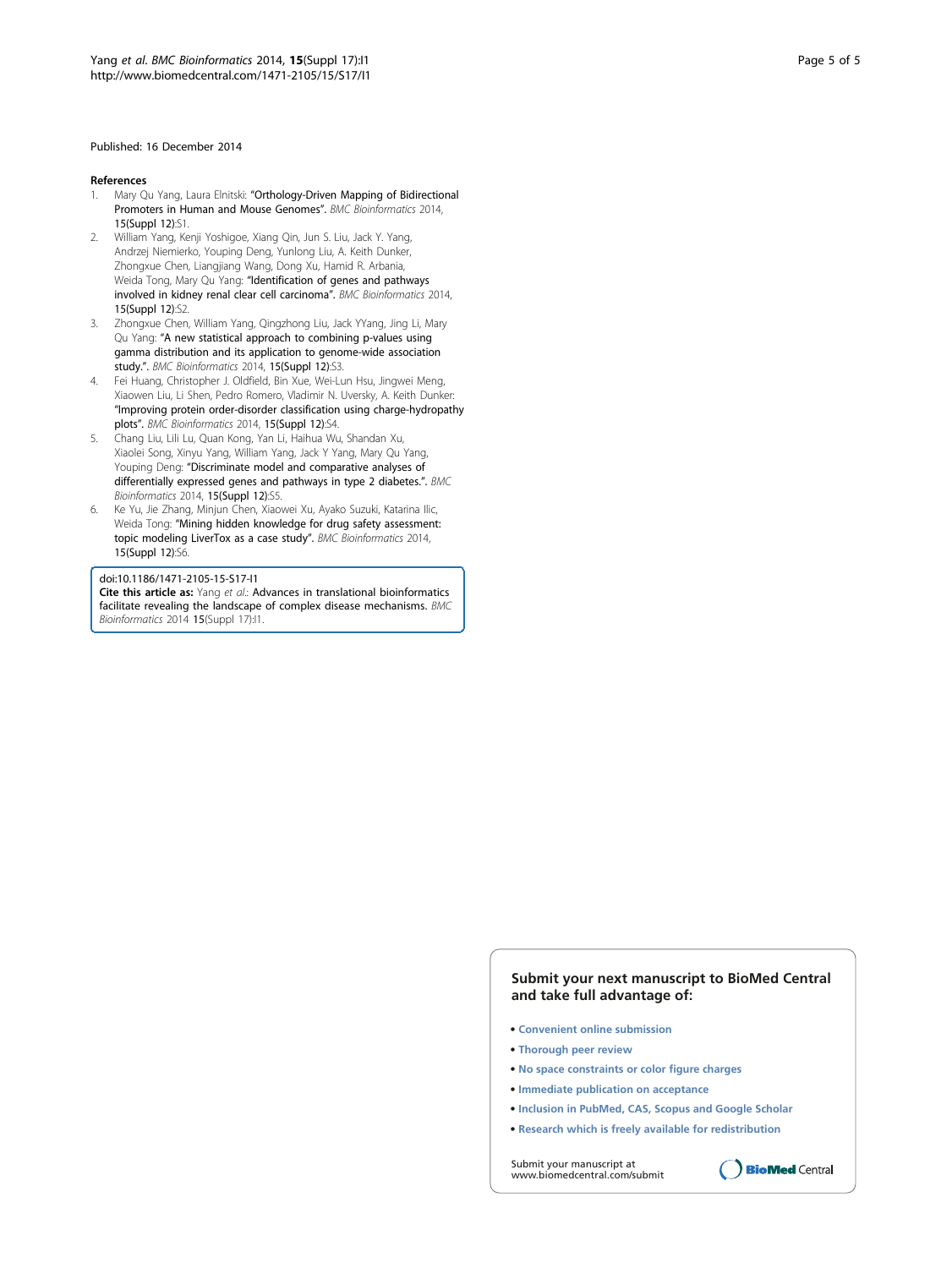Published: 16 December 2014

## References

1. Mary Qu Yang, Laura Elnitski: "Orthology-Driven Mapping of Bidirectional Promoters in Human and Mouse Genomes". *BMC Bioinformatics* 2014, **15(Suppl 12)**:S1.
2. William Yang, Kenji Yoshigoe, Xiang Qin, Jun S. Liu, Jack Y. Yang, Andrzej Niemierko, Youping Deng, Yunlong Liu, A. Keith Dunker, Zhongxue Chen, Liangjiang Wang, Dong Xu, Hamid R. Arbania, Weida Tong, Mary Qu Yang: "Identification of genes and pathways involved in kidney renal clear cell carcinoma". *BMC Bioinformatics* 2014, **15(Suppl 12)**:S2.
3. Zhongxue Chen, William Yang, Qingzhong Liu, Jack YYang, Jing Li, Mary Qu Yang: "A new statistical approach to combining p-values using gamma distribution and its application to genome-wide association study.". *BMC Bioinformatics* 2014, **15(Suppl 12)**:S3.
4. Fei Huang, Christopher J. Oldfield, Bin Xue, Wei-Lun Hsu, Jingwei Meng, Xiaowen Liu, Li Shen, Pedro Romero, Vladimir N. Uversky, A. Keith Dunker: "Improving protein order-disorder classification using charge-hydropathy plots". *BMC Bioinformatics* 2014, **15(Suppl 12)**:S4.
5. Chang Liu, Lili Lu, Quan Kong, Yan Li, Haihua Wu, Shandan Xu, Xiaolei Song, Xinyu Yang, William Yang, Jack Y Yang, Mary Qu Yang, Youping Deng: "Discriminate model and comparative analyses of differentially expressed genes and pathways in type 2 diabetes.". *BMC Bioinformatics* 2014, **15(Suppl 12)**:S5.
6. Ke Yu, Jie Zhang, Minjun Chen, Xiaowei Xu, Ayako Suzuki, Katarina Ilic, Weida Tong: "Mining hidden knowledge for drug safety assessment: topic modeling LiverTox as a case study". *BMC Bioinformatics* 2014, **15(Suppl 12)**:S6.

doi:10.1186/1471-2105-15-S17-I1

**Cite this article as:** Yang *et al.*: Advances in translational bioinformatics facilitate revealing the landscape of complex disease mechanisms. *BMC Bioinformatics* 2014 **15**(Suppl 17):I1.

**Submit your next manuscript to BioMed Central and take full advantage of:**

- Convenient online submission
- Thorough peer review
- No space constraints or color figure charges
- Immediate publication on acceptance
- Inclusion in PubMed, CAS, Scopus and Google Scholar
- Research which is freely available for redistribution

Submit your manuscript at
www.biomedcentral.com/submit

BioMed Central